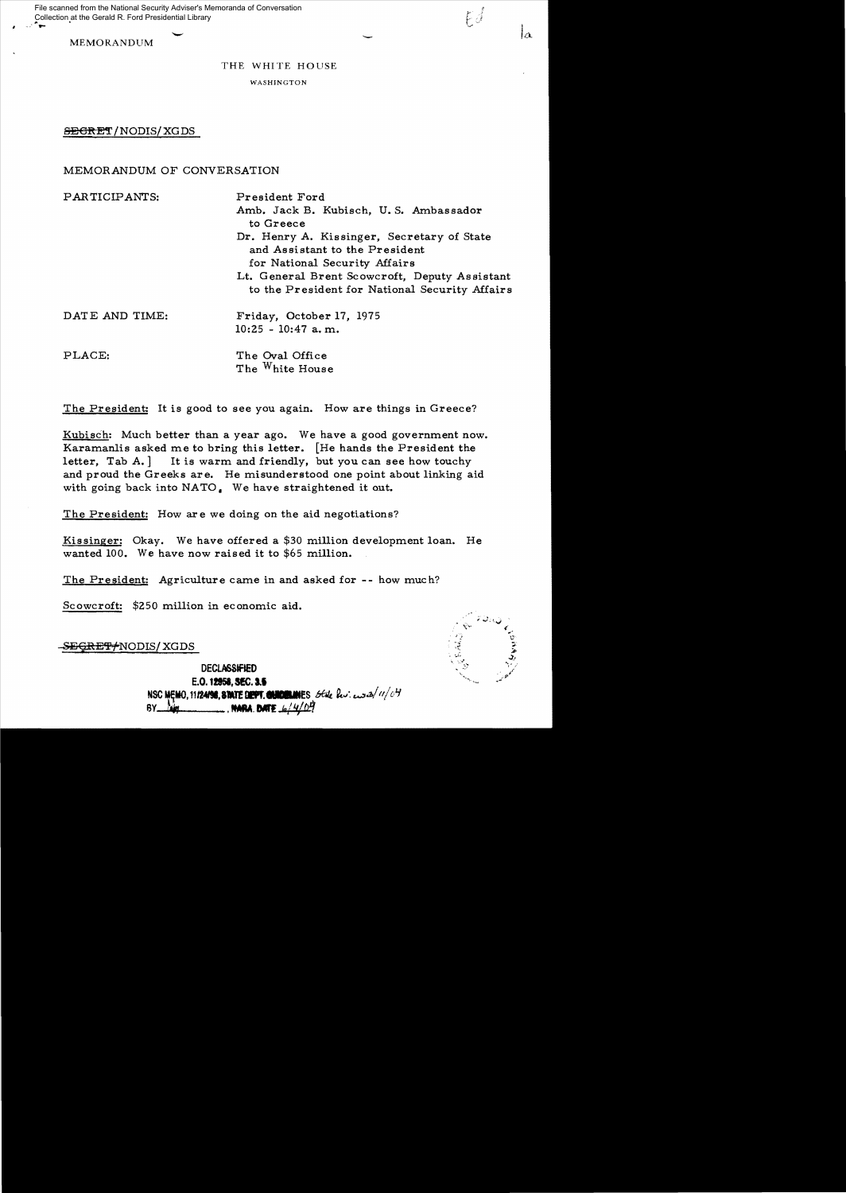File scanned from the National Security Adviser's Memoranda of Conversation Collection at the Gerald R. Ford Presidential Library

MEMORANDUM

THE WHITE HOUSE

WASHINGTON

~~SECRET~~/NODIS/XGDS

MEMORANDUM OF CONVERSATION

| | |
|---|---|
| PARTICIPANTS: | President Ford |
| | Amb. Jack B. Kubisch, U.S. Ambassador to Greece |
| | Dr. Henry A. Kissinger, Secretary of State and Assistant to the President for National Security Affairs |
| | Lt. General Brent Scowcroft, Deputy Assistant to the President for National Security Affairs |
| DATE AND TIME: | Friday, October 17, 1975 |
| | 10:25 - 10:47 a.m. |
| PLACE: | The Oval Office |
| | The White House |

The President: It is good to see you again. How are things in Greece?

Kubisch: Much better than a year ago. We have a good government now. Karamanlis asked me to bring this letter. [He hands the President the letter, Tab A.] It is warm and friendly, but you can see how touchy and proud the Greeks are. He misunderstood one point about linking aid with going back into NATO. We have straightened it out.

The President: How are we doing on the aid negotiations?

Kissinger: Okay. We have offered a $30 million development loan. He wanted 100. We have now raised it to $65 million.

The President: Agriculture came in and asked for -- how much?

Scowcroft: $250 million in economic aid.

~~SECRET~~/NODIS/XGDS

DECLASSIFIED
E.O. 12958, SEC. 3.5
NSC MEMO, 11/24/98, STATE DEPT. GUIDELINES State Rev. 3/11/04
BY ___ NARA, DATE 6/4/04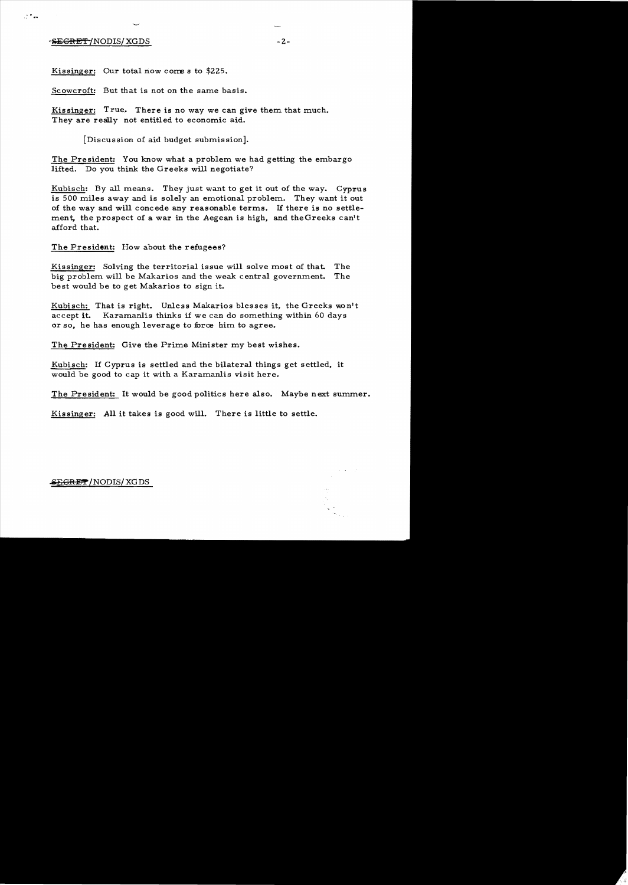Kissinger: Our total now comes to $225.

Scowcroft: But that is not on the same basis.

Kissinger: True. There is no way we can give them that much. They are really not entitled to economic aid.

[Discussion of aid budget submission].

The President: You know what a problem we had getting the embargo lifted. Do you think the Greeks will negotiate?

Kubisch: By all means. They just want to get it out of the way. Cyprus is 500 miles away and is solely an emotional problem. They want it out of the way and will concede any reasonable terms. If there is no settlement, the prospect of a war in the Aegean is high, and the Greeks can't afford that.

The President: How about the refugees?

Kissinger: Solving the territorial issue will solve most of that. The big problem will be Makarios and the weak central government. The best would be to get Makarios to sign it.

Kubisch: That is right. Unless Makarios blesses it, the Greeks won't accept it. Karamanlis thinks if we can do something within 60 days or so, he has enough leverage to force him to agree.

The President: Give the Prime Minister my best wishes.

Kubisch: If Cyprus is settled and the bilateral things get settled, it would be good to cap it with a Karamanlis visit here.

The President: It would be good politics here also. Maybe next summer.

Kissinger: All it takes is good will. There is little to settle.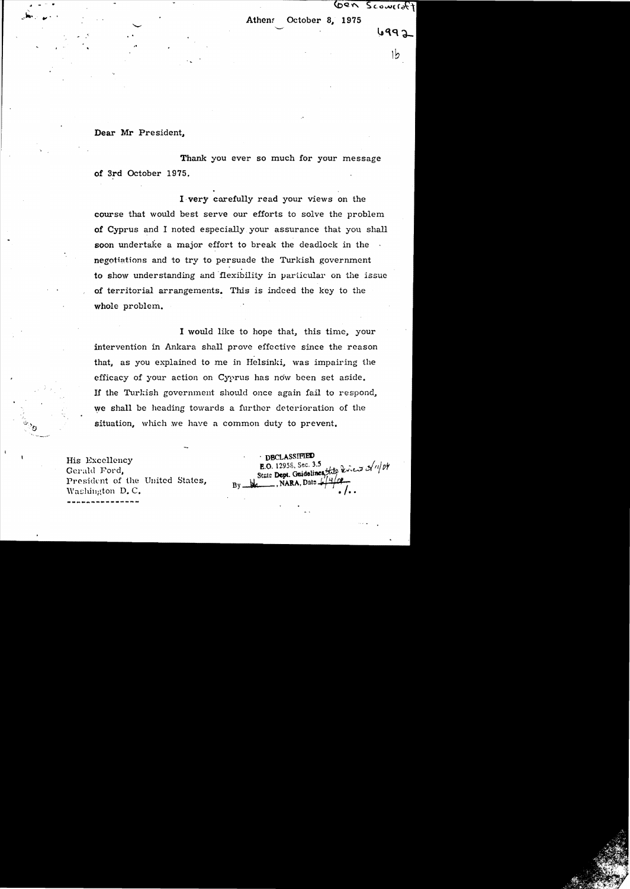Gen Scowcroft

Athens October 8, 1975

6992

1b

Dear Mr President,

Thank you ever so much for your message of 3rd October 1975.

I very carefully read your views on the course that would best serve our efforts to solve the problem of Cyprus and I noted especially your assurance that you shall soon undertake a major effort to break the deadlock in the negotiations and to try to persuade the Turkish government to show understanding and flexibility in particular on the issue of territorial arrangements. This is indeed the key to the whole problem.

I would like to hope that, this time, your intervention in Ankara shall prove effective since the reason that, as you explained to me in Helsinki, was impairing the efficacy of your action on Cyprus has now been set aside. If the Turkish government should once again fail to respond, we shall be heading towards a further deterioration of the situation, which we have a common duty to prevent.

His Excellency
Gerald Ford,
President of the United States,
Washington D. C.

---

DECLASSIFIED
E.O. 12958, Sec. 3.5
State Dept. Guidelines State Review 3/11/04
By ___, NARA, Date 6/4/04

./..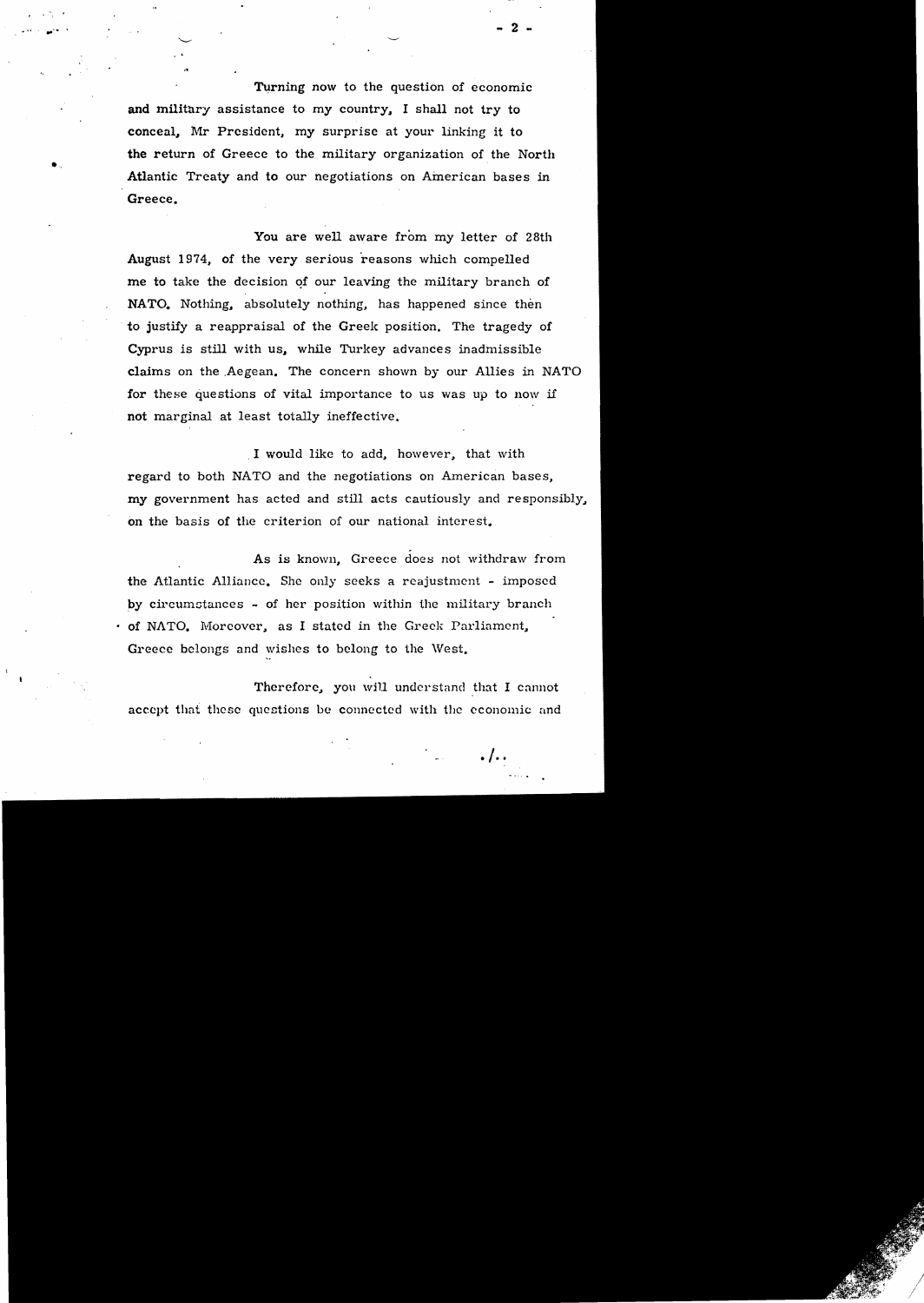Turning now to the question of economic and military assistance to my country, I shall not try to conceal, Mr President, my surprise at your linking it to the return of Greece to the military organization of the North Atlantic Treaty and to our negotiations on American bases in Greece.

You are well aware from my letter of 28th August 1974, of the very serious reasons which compelled me to take the decision of our leaving the military branch of NATO. Nothing, absolutely nothing, has happened since then to justify a reappraisal of the Greek position. The tragedy of Cyprus is still with us, while Turkey advances inadmissible claims on the Aegean. The concern shown by our Allies in NATO for these questions of vital importance to us was up to now if not marginal at least totally ineffective.

I would like to add, however, that with regard to both NATO and the negotiations on American bases, my government has acted and still acts cautiously and responsibly, on the basis of the criterion of our national interest.

As is known, Greece does not withdraw from the Atlantic Alliance. She only seeks a readjustment - imposed by circumstances - of her position within the military branch of NATO. Moreover, as I stated in the Greek Parliament, Greece belongs and wishes to belong to the West.

Therefore, you will understand that I cannot accept that these questions be connected with the economic and

./..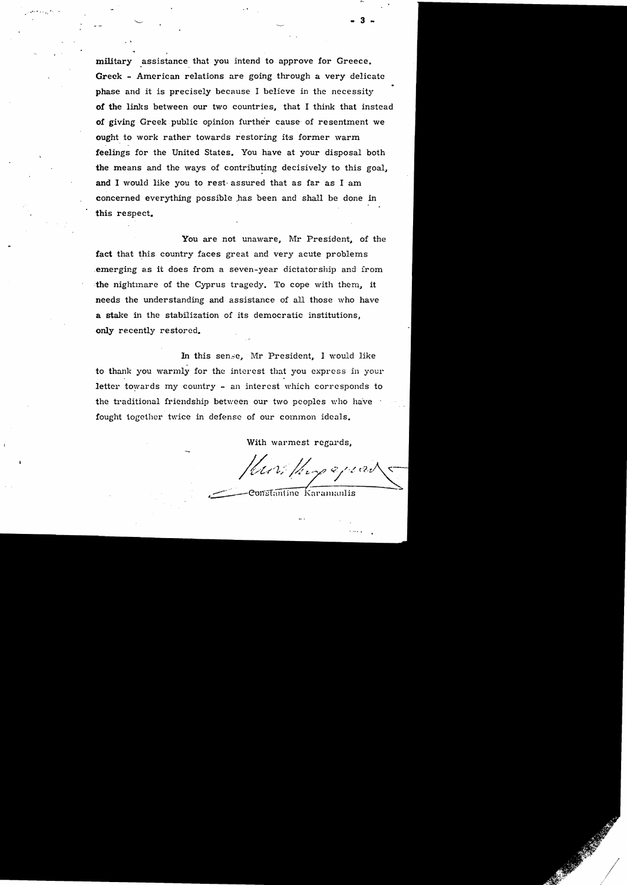military assistance that you intend to approve for Greece. Greek - American relations are going through a very delicate phase and it is precisely because I believe in the necessity of the links between our two countries, that I think that instead of giving Greek public opinion further cause of resentment we ought to work rather towards restoring its former warm feelings for the United States. You have at your disposal both the means and the ways of contributing decisively to this goal, and I would like you to rest assured that as far as I am concerned everything possible has been and shall be done in this respect.

You are not unaware, Mr President, of the fact that this country faces great and very acute problems emerging as it does from a seven-year dictatorship and from the nightmare of the Cyprus tragedy. To cope with them, it needs the understanding and assistance of all those who have a stake in the stabilization of its democratic institutions, only recently restored.

In this sense, Mr President, I would like to thank you warmly for the interest that you express in your letter towards my country - an interest which corresponds to the traditional friendship between our two peoples who have fought together twice in defense of our common ideals.

With warmest regards,

Constantine Karamanlis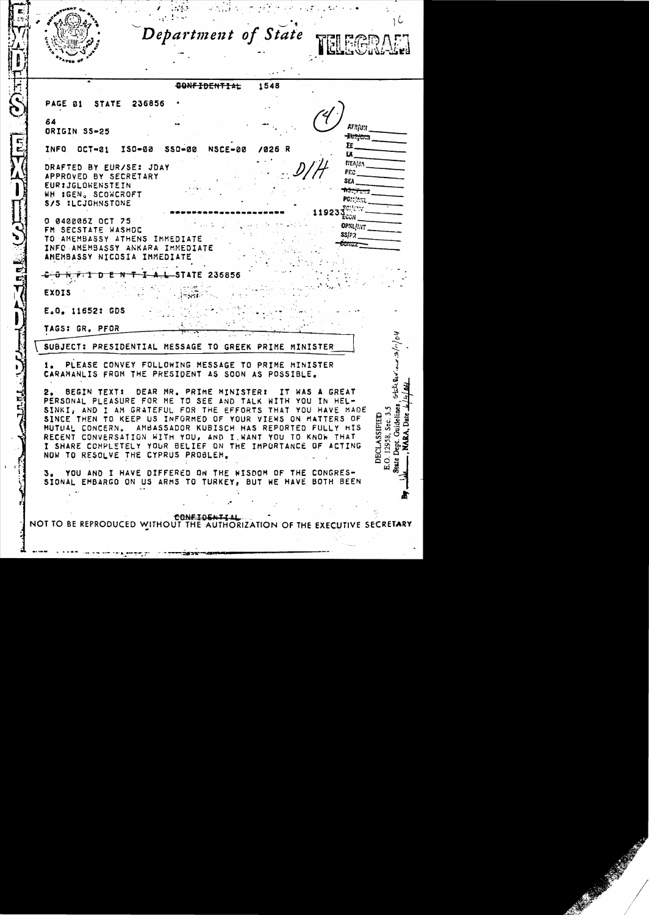Department of State TELEGRAM

CONFIDENTIAL 1548

PAGE 01 STATE 236856

64
ORIGIN SS-25

INFO OCT-01 ISO-00 SSO-00 NSCE-00 /026 R

DRAFTED BY EUR/SE: JDAY
APPROVED BY SECRETARY
EUR:JGLOWENSTEIN
WH :GEN. SCOWCROFT
S/S :LCJOHNSTONE

------------------- 119233

O 040006Z OCT 75
FM SECSTATE WASHDC
TO AMEMBASSY ATHENS IMMEDIATE
INFO AMEMBASSY ANKARA IMMEDIATE
AMEMBASSY NICOSIA IMMEDIATE

CONFIDENTIAL STATE 236856

EXDIS

E.O. 11652: GDS

TAGS: GR, PFOR

SUBJECT: PRESIDENTIAL MESSAGE TO GREEK PRIME MINISTER

1. PLEASE CONVEY FOLLOWING MESSAGE TO PRIME MINISTER CARAMANLIS FROM THE PRESIDENT AS SOON AS POSSIBLE.

2. BEGIN TEXT: DEAR MR. PRIME MINISTER: IT WAS A GREAT PERSONAL PLEASURE FOR ME TO SEE AND TALK WITH YOU IN HELSINKI, AND I AM GRATEFUL FOR THE EFFORTS THAT YOU HAVE MADE SINCE THEN TO KEEP US INFORMED OF YOUR VIEWS ON MATTERS OF MUTUAL CONCERN. AMBASSADOR KUBISCH HAS REPORTED FULLY HIS RECENT CONVERSATION WITH YOU, AND I WANT YOU TO KNOW THAT I SHARE COMPLETELY YOUR BELIEF ON THE IMPORTANCE OF ACTING NOW TO RESOLVE THE CYPRUS PROBLEM.

3. YOU AND I HAVE DIFFERED ON THE WISDOM OF THE CONGRESSIONAL EMBARGO ON US ARMS TO TURKEY, BUT WE HAVE BOTH BEEN

DECLASSIFIED
E.O. 12958, Sec. 3.5
State Dept. Guidelines

CONFIDENTIAL

NOT TO BE REPRODUCED WITHOUT THE AUTHORIZATION OF THE EXECUTIVE SECRETARY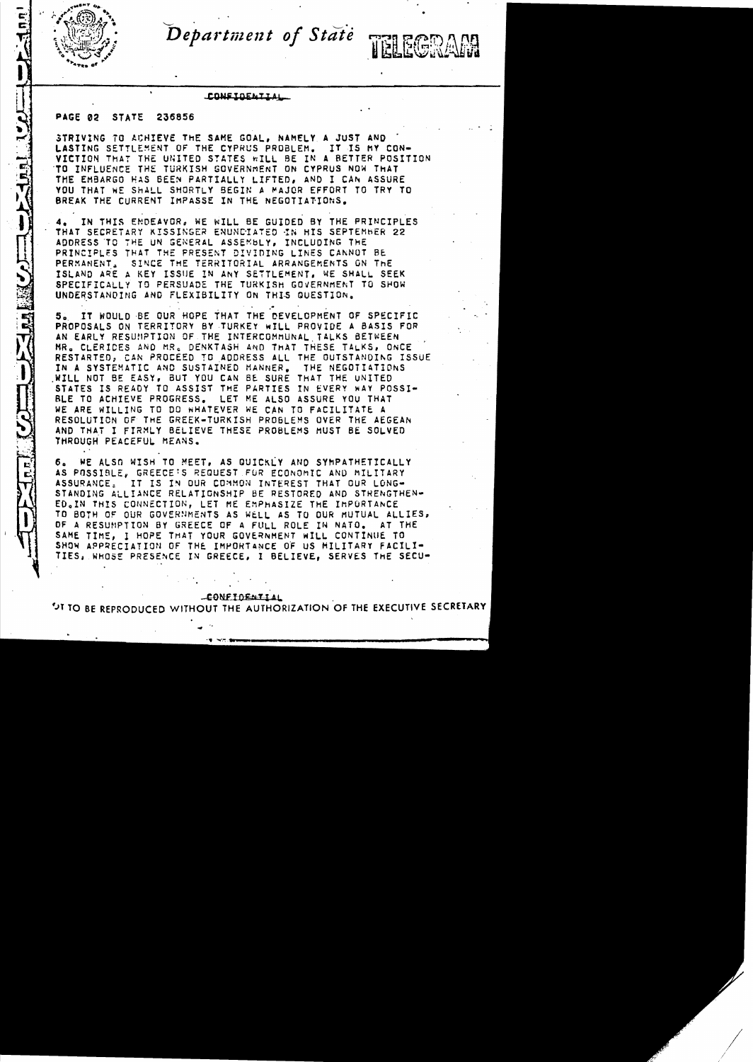Department of State TELEGRAM

CONFIDENTIAL

PAGE 02 STATE 236856

STRIVING TO ACHIEVE THE SAME GOAL, NAMELY A JUST AND LASTING SETTLEMENT OF THE CYPRUS PROBLEM. IT IS MY CONVICTION THAT THE UNITED STATES WILL BE IN A BETTER POSITION TO INFLUENCE THE TURKISH GOVERNMENT ON CYPRUS NOW THAT THE EMBARGO HAS BEEN PARTIALLY LIFTED, AND I CAN ASSURE YOU THAT WE SHALL SHORTLY BEGIN A MAJOR EFFORT TO TRY TO BREAK THE CURRENT IMPASSE IN THE NEGOTIATIONS.

4. IN THIS ENDEAVOR, WE WILL BE GUIDED BY THE PRINCIPLES THAT SECRETARY KISSINGER ENUNCIATED IN HIS SEPTEMBER 22 ADDRESS TO THE UN GENERAL ASSEMBLY, INCLUDING THE PRINCIPLES THAT THE PRESENT DIVIDING LINES CANNOT BE PERMANENT. SINCE THE TERRITORIAL ARRANGEMENTS ON THE ISLAND ARE A KEY ISSUE IN ANY SETTLEMENT, WE SHALL SEEK SPECIFICALLY TO PERSUADE THE TURKISH GOVERNMENT TO SHOW UNDERSTANDING AND FLEXIBILITY ON THIS QUESTION.

5. IT WOULD BE OUR HOPE THAT THE DEVELOPMENT OF SPECIFIC PROPOSALS ON TERRITORY BY TURKEY WILL PROVIDE A BASIS FOR AN EARLY RESUMPTION OF THE INTERCOMMUNAL TALKS BETWEEN MR. CLERIDES AND MR. DENKTASH AND THAT THESE TALKS, ONCE RESTARTED, CAN PROCEED TO ADDRESS ALL THE OUTSTANDING ISSUE IN A SYSTEMATIC AND SUSTAINED MANNER. THE NEGOTIATIONS WILL NOT BE EASY, BUT YOU CAN BE SURE THAT THE UNITED STATES IS READY TO ASSIST THE PARTIES IN EVERY WAY POSSIBLE TO ACHIEVE PROGRESS. LET ME ALSO ASSURE YOU THAT WE ARE WILLING TO DO WHATEVER WE CAN TO FACILITATE A RESOLUTION OF THE GREEK-TURKISH PROBLEMS OVER THE AEGEAN AND THAT I FIRMLY BELIEVE THESE PROBLEMS MUST BE SOLVED THROUGH PEACEFUL MEANS.

6. WE ALSO WISH TO MEET, AS QUICKLY AND SYMPATHETICALLY AS POSSIBLE, GREECE'S REQUEST FOR ECONOMIC AND MILITARY ASSURANCE. IT IS IN OUR COMMON INTEREST THAT OUR LONG-STANDING ALLIANCE RELATIONSHIP BE RESTORED AND STRENGTHENED. IN THIS CONNECTION, LET ME EMPHASIZE THE IMPORTANCE TO BOTH OF OUR GOVERNMENTS AS WELL AS TO OUR MUTUAL ALLIES, OF A RESUMPTION BY GREECE OF A FULL ROLE IN NATO. AT THE SAME TIME, I HOPE THAT YOUR GOVERNMENT WILL CONTINUE TO SHOW APPRECIATION OF THE IMPORTANCE OF US MILITARY FACILITIES, WHOSE PRESENCE IN GREECE, I BELIEVE, SERVES THE SECU-

CONFIDENTIAL

NOT TO BE REPRODUCED WITHOUT THE AUTHORIZATION OF THE EXECUTIVE SECRETARY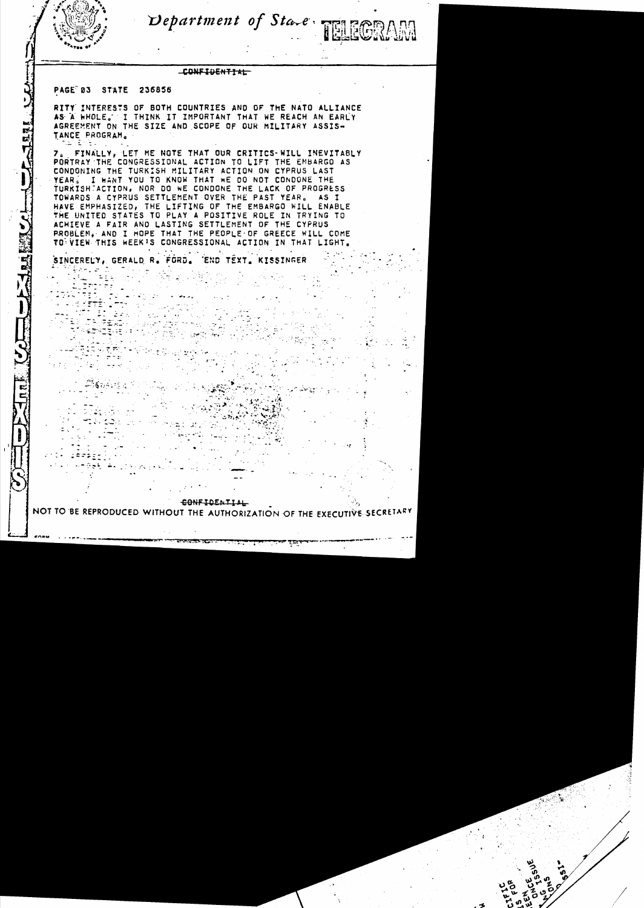Department of State TELEGRAM

~~CONFIDENTIAL~~

PAGE 03 STATE 236856

RITY INTERESTS OF BOTH COUNTRIES AND OF THE NATO ALLIANCE AS A WHOLE. I THINK IT IMPORTANT THAT WE REACH AN EARLY AGREEMENT ON THE SIZE AND SCOPE OF OUR MILITARY ASSISTANCE PROGRAM.

7. FINALLY, LET ME NOTE THAT OUR CRITICS WILL INEVITABLY PORTRAY THE CONGRESSIONAL ACTION TO LIFT THE EMBARGO AS CONDONING THE TURKISH MILITARY ACTION ON CYPRUS LAST YEAR. I WANT YOU TO KNOW THAT WE DO NOT CONDONE THE TURKISH ACTION, NOR DO WE CONDONE THE LACK OF PROGRESS TOWARDS A CYPRUS SETTLEMENT OVER THE PAST YEAR. AS I HAVE EMPHASIZED, THE LIFTING OF THE EMBARGO WILL ENABLE THE UNITED STATES TO PLAY A POSITIVE ROLE IN TRYING TO ACHIEVE A FAIR AND LASTING SETTLEMENT OF THE CYPRUS PROBLEM, AND I HOPE THAT THE PEOPLE OF GREECE WILL COME TO VIEW THIS WEEK'S CONGRESSIONAL ACTION IN THAT LIGHT.

SINCERELY, GERALD R. FORD. END TEXT. KISSINGER

~~CONFIDENTIAL~~

NOT TO BE REPRODUCED WITHOUT THE AUTHORIZATION OF THE EXECUTIVE SECRETARY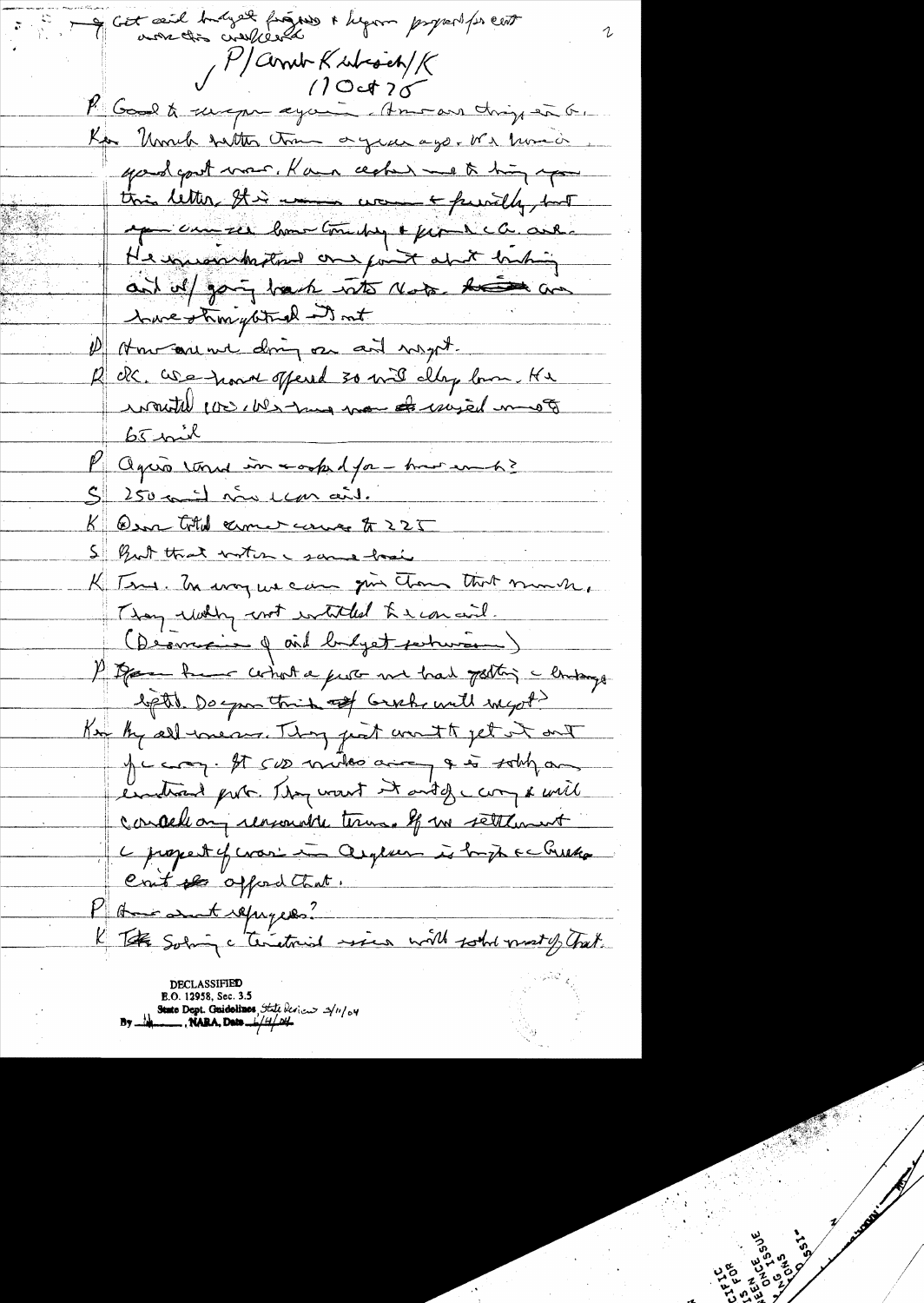→ Get aid budget figures + Lynn prepared for cert annex this weekend

P/Amb Kubisch/K
11 Oct 75

P Good to see you again. How are things in G.

K Much better than a year ago. We have a good govt now. Kara asked me to bring you this letter. It is warm + friendly, but you can see how Turkey + pro-Greek C. are. He misunderstood one point about linking aid w/ going back into Nato. ~~He~~ We have straightened it out

P How are we doing on aid request.

R OK. We have offered 30 mil clay loan. He wanted 100. We have now ~~sh~~ raised m to 65 mil

P Agnew was asked for — how much?

S 250 mil in econ aid.

K Our total amount comes to 225

S But that includes same loan

K True. In any we can give them that much. They really not entitled to econ aid. (Discussion of aid budget situation)

P Have hear what a fuss we had getting the embargo lifted. Do you think ~~of~~ Greeks will accept?

K By all means. They just want to get it out of the way. It s/o ~~be~~ made away & is solely an emotional prob. They want it out of the way & will consider any reasonable terms. If no settlement the prospect of war in Aegean is high & Greeks can't ~~to~~ afford that.

P How about refugees?

K ~~The~~ Solving the territorial issue will solve most of that.

DECLASSIFIED
E.O. 12958, Sec. 3.5
State Dept. Guidelines State Review 3/11/04
By __, NARA, Date 1/14/04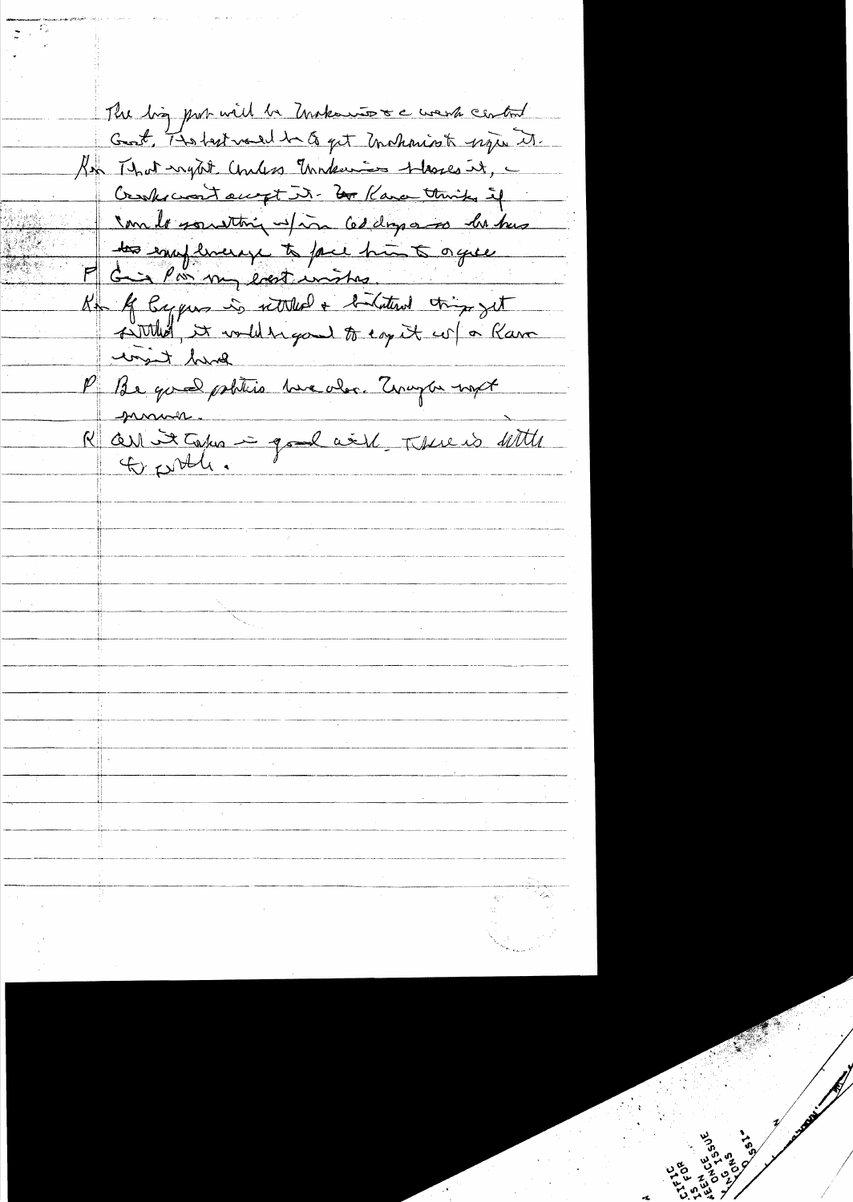The big prob will be Makarios & a weak central Govt. The best would be to get Makarios to agree it.

K That's right. Unless Makarios blesses it, a Greek can't accept it. Karamanlis thinks if could do something w/ in Cyprus he has the influence to force him to agree.

P Give P[M] my best wishes.

K If Cyprus is settled & bilateral things get settled, it would be good to cap it w/ a Karamanlis visit here.

P Be good politics here also. Maybe next summer.

K All it takes is good will. There is little to settle.